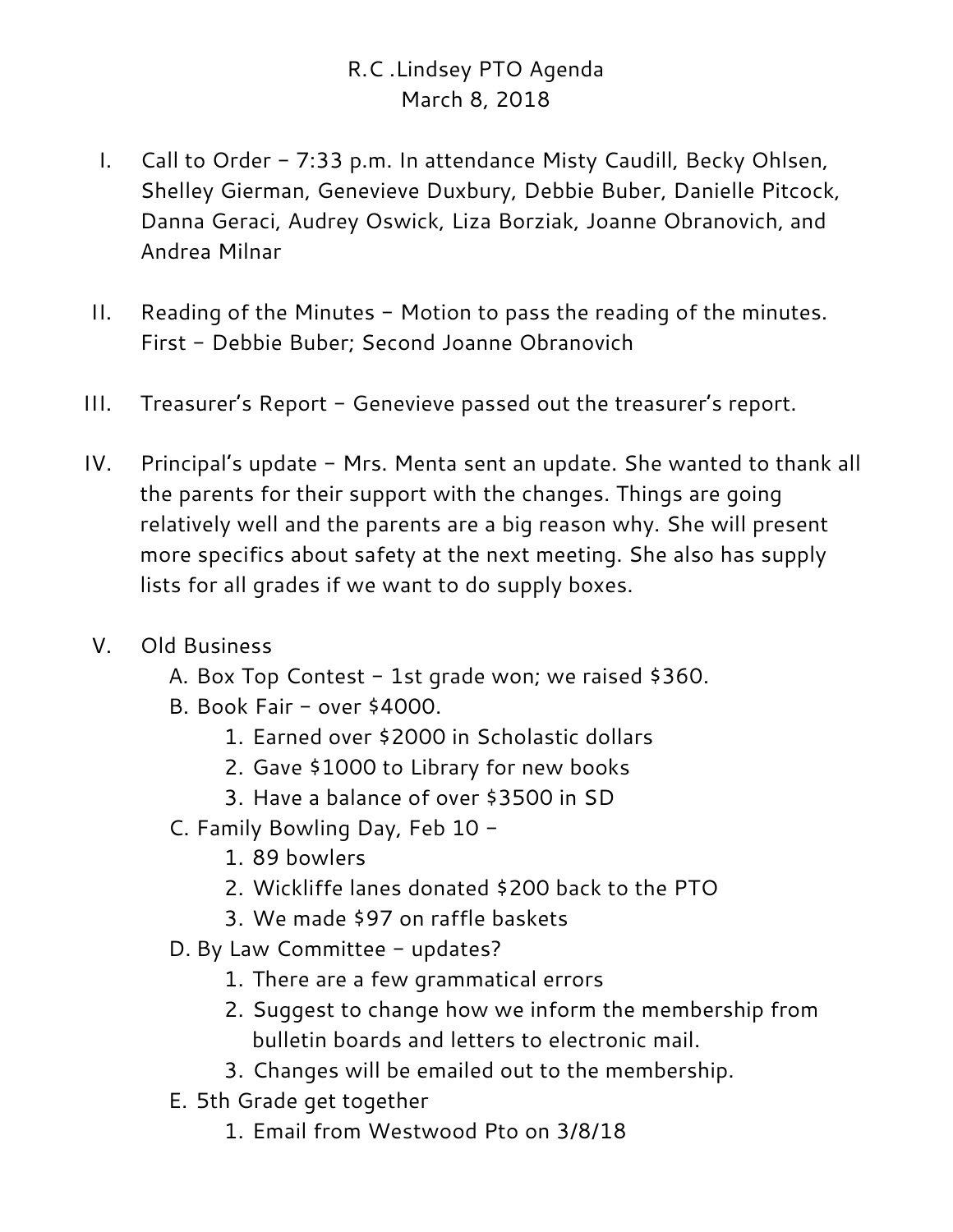# R.C .Lindsey PTO Agenda

March 8, 2018

I. Call to Order – 7:33 p.m. In attendance Misty Caudill, Becky Ohlsen, Shelley Gierman, Genevieve Duxbury, Debbie Buber, Danielle Pitcock, Danna Geraci, Audrey Oswick, Liza Borziak, Joanne Obranovich, and Andrea Milnar

II. Reading of the Minutes – Motion to pass the reading of the minutes. First – Debbie Buber; Second Joanne Obranovich

III. Treasurer's Report – Genevieve passed out the treasurer's report.

IV. Principal's update – Mrs. Menta sent an update. She wanted to thank all the parents for their support with the changes. Things are going relatively well and the parents are a big reason why. She will present more specifics about safety at the next meeting. She also has supply lists for all grades if we want to do supply boxes.

V. Old Business
   - A. Box Top Contest – 1st grade won; we raised $360.
   - B. Book Fair – over $4000.
     1. Earned over $2000 in Scholastic dollars
     2. Gave $1000 to Library for new books
     3. Have a balance of over $3500 in SD
   - C. Family Bowling Day, Feb 10 –
     1. 89 bowlers
     2. Wickliffe lanes donated $200 back to the PTO
     3. We made $97 on raffle baskets
   - D. By Law Committee – updates?
     1. There are a few grammatical errors
     2. Suggest to change how we inform the membership from bulletin boards and letters to electronic mail.
     3. Changes will be emailed out to the membership.
   - E. 5th Grade get together
     1. Email from Westwood Pto on 3/8/18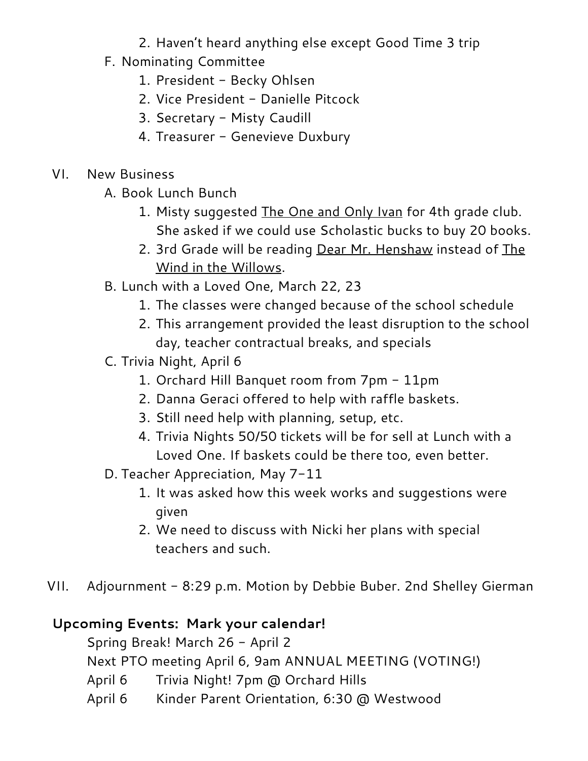2. Haven't heard anything else except Good Time 3 trip

F. Nominating Committee
   1. President – Becky Ohlsen
   2. Vice President – Danielle Pitcock
   3. Secretary – Misty Caudill
   4. Treasurer – Genevieve Duxbury

VI. New Business

A. Book Lunch Bunch
   1. Misty suggested The One and Only Ivan for 4th grade club. She asked if we could use Scholastic bucks to buy 20 books.
   2. 3rd Grade will be reading Dear Mr. Henshaw instead of The Wind in the Willows.

B. Lunch with a Loved One, March 22, 23
   1. The classes were changed because of the school schedule
   2. This arrangement provided the least disruption to the school day, teacher contractual breaks, and specials

C. Trivia Night, April 6
   1. Orchard Hill Banquet room from 7pm – 11pm
   2. Danna Geraci offered to help with raffle baskets.
   3. Still need help with planning, setup, etc.
   4. Trivia Nights 50/50 tickets will be for sell at Lunch with a Loved One. If baskets could be there too, even better.

D. Teacher Appreciation, May 7–11
   1. It was asked how this week works and suggestions were given
   2. We need to discuss with Nicki her plans with special teachers and such.

VII. Adjournment – 8:29 p.m. Motion by Debbie Buber. 2nd Shelley Gierman

**Upcoming Events: Mark your calendar!**

Spring Break! March 26 – April 2

Next PTO meeting April 6, 9am ANNUAL MEETING (VOTING!)

April 6 Trivia Night! 7pm @ Orchard Hills

April 6 Kinder Parent Orientation, 6:30 @ Westwood